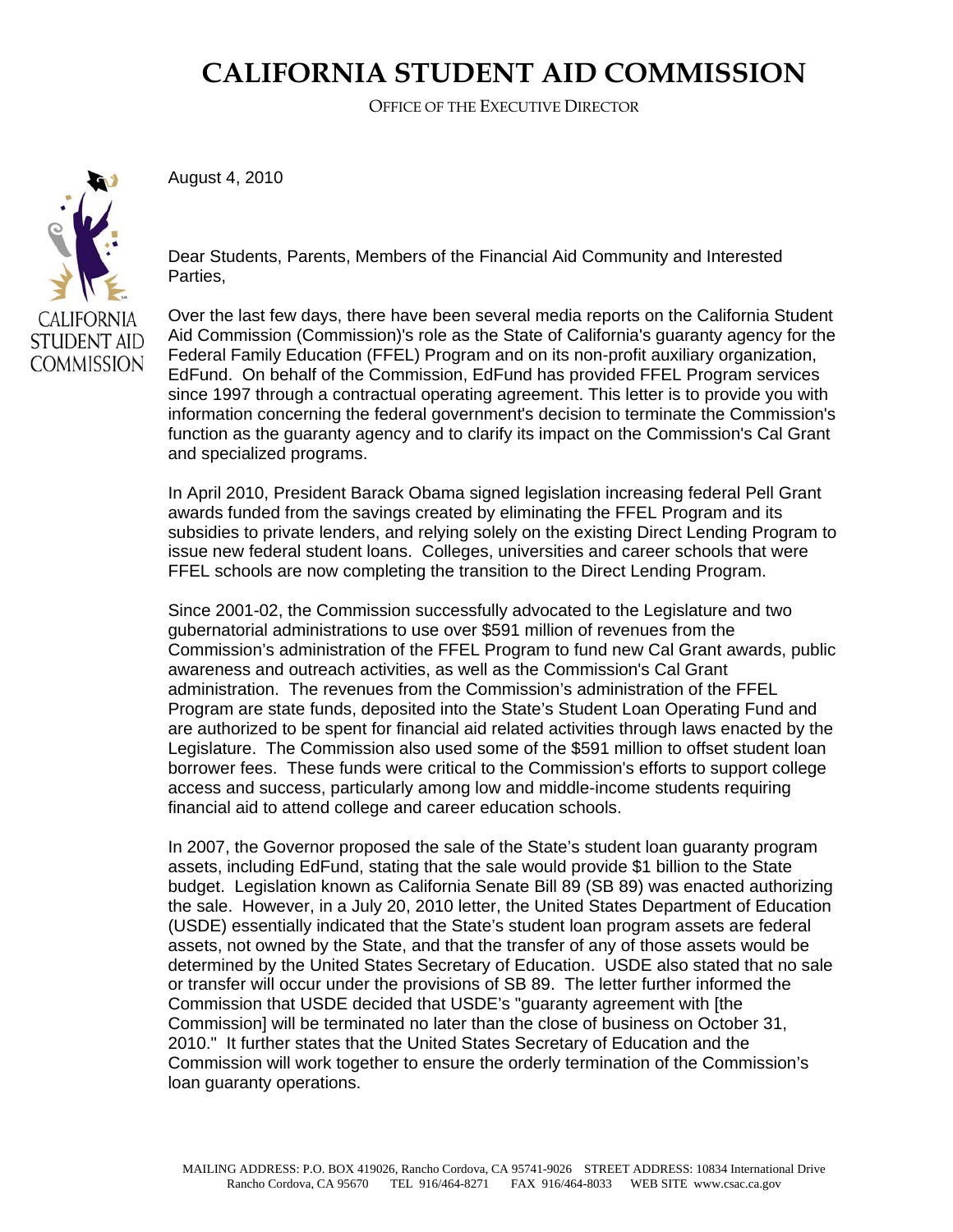# CALIFORNIA STUDENT AID COMMISSION

OFFICE OF THE EXECUTIVE DIRECTOR

CALIFORNIA STUDENT AID COMMISSION

August 4, 2010

Dear Students, Parents, Members of the Financial Aid Community and Interested Parties,

Over the last few days, there have been several media reports on the California Student Aid Commission (Commission)'s role as the State of California's guaranty agency for the Federal Family Education (FFEL) Program and on its non-profit auxiliary organization, EdFund. On behalf of the Commission, EdFund has provided FFEL Program services since 1997 through a contractual operating agreement. This letter is to provide you with information concerning the federal government's decision to terminate the Commission's function as the guaranty agency and to clarify its impact on the Commission's Cal Grant and specialized programs.

In April 2010, President Barack Obama signed legislation increasing federal Pell Grant awards funded from the savings created by eliminating the FFEL Program and its subsidies to private lenders, and relying solely on the existing Direct Lending Program to issue new federal student loans. Colleges, universities and career schools that were FFEL schools are now completing the transition to the Direct Lending Program.

Since 2001-02, the Commission successfully advocated to the Legislature and two gubernatorial administrations to use over $591 million of revenues from the Commission's administration of the FFEL Program to fund new Cal Grant awards, public awareness and outreach activities, as well as the Commission's Cal Grant administration. The revenues from the Commission's administration of the FFEL Program are state funds, deposited into the State's Student Loan Operating Fund and are authorized to be spent for financial aid related activities through laws enacted by the Legislature. The Commission also used some of the $591 million to offset student loan borrower fees. These funds were critical to the Commission's efforts to support college access and success, particularly among low and middle-income students requiring financial aid to attend college and career education schools.

In 2007, the Governor proposed the sale of the State's student loan guaranty program assets, including EdFund, stating that the sale would provide $1 billion to the State budget. Legislation known as California Senate Bill 89 (SB 89) was enacted authorizing the sale. However, in a July 20, 2010 letter, the United States Department of Education (USDE) essentially indicated that the State's student loan program assets are federal assets, not owned by the State, and that the transfer of any of those assets would be determined by the United States Secretary of Education. USDE also stated that no sale or transfer will occur under the provisions of SB 89. The letter further informed the Commission that USDE decided that USDE's "guaranty agreement with [the Commission] will be terminated no later than the close of business on October 31, 2010." It further states that the United States Secretary of Education and the Commission will work together to ensure the orderly termination of the Commission's loan guaranty operations.

MAILING ADDRESS: P.O. BOX 419026, Rancho Cordova, CA 95741-9026 STREET ADDRESS: 10834 International Drive Rancho Cordova, CA 95670 TEL 916/464-8271 FAX 916/464-8033 WEB SITE www.csac.ca.gov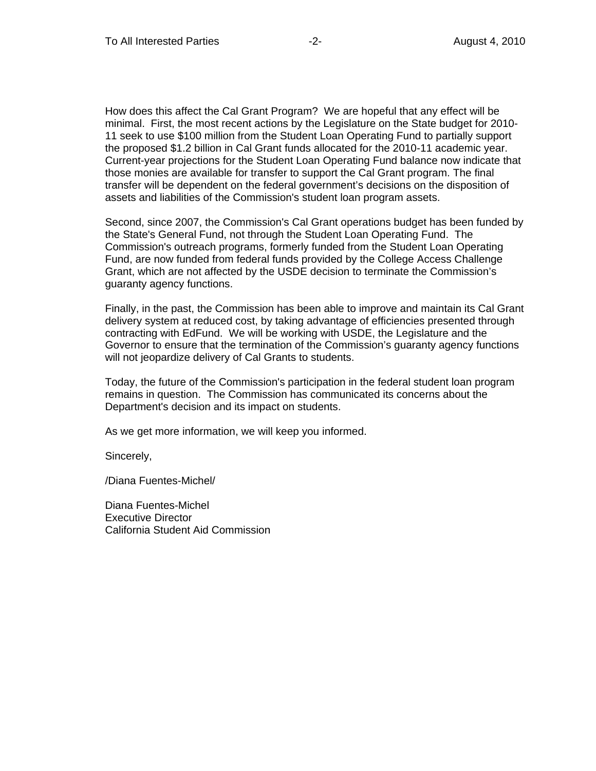How does this affect the Cal Grant Program? We are hopeful that any effect will be minimal. First, the most recent actions by the Legislature on the State budget for 2010-11 seek to use $100 million from the Student Loan Operating Fund to partially support the proposed $1.2 billion in Cal Grant funds allocated for the 2010-11 academic year. Current-year projections for the Student Loan Operating Fund balance now indicate that those monies are available for transfer to support the Cal Grant program. The final transfer will be dependent on the federal government's decisions on the disposition of assets and liabilities of the Commission's student loan program assets.

Second, since 2007, the Commission's Cal Grant operations budget has been funded by the State's General Fund, not through the Student Loan Operating Fund. The Commission's outreach programs, formerly funded from the Student Loan Operating Fund, are now funded from federal funds provided by the College Access Challenge Grant, which are not affected by the USDE decision to terminate the Commission's guaranty agency functions.

Finally, in the past, the Commission has been able to improve and maintain its Cal Grant delivery system at reduced cost, by taking advantage of efficiencies presented through contracting with EdFund. We will be working with USDE, the Legislature and the Governor to ensure that the termination of the Commission's guaranty agency functions will not jeopardize delivery of Cal Grants to students.

Today, the future of the Commission's participation in the federal student loan program remains in question. The Commission has communicated its concerns about the Department's decision and its impact on students.

As we get more information, we will keep you informed.

Sincerely,

/Diana Fuentes-Michel/

Diana Fuentes-Michel
Executive Director
California Student Aid Commission